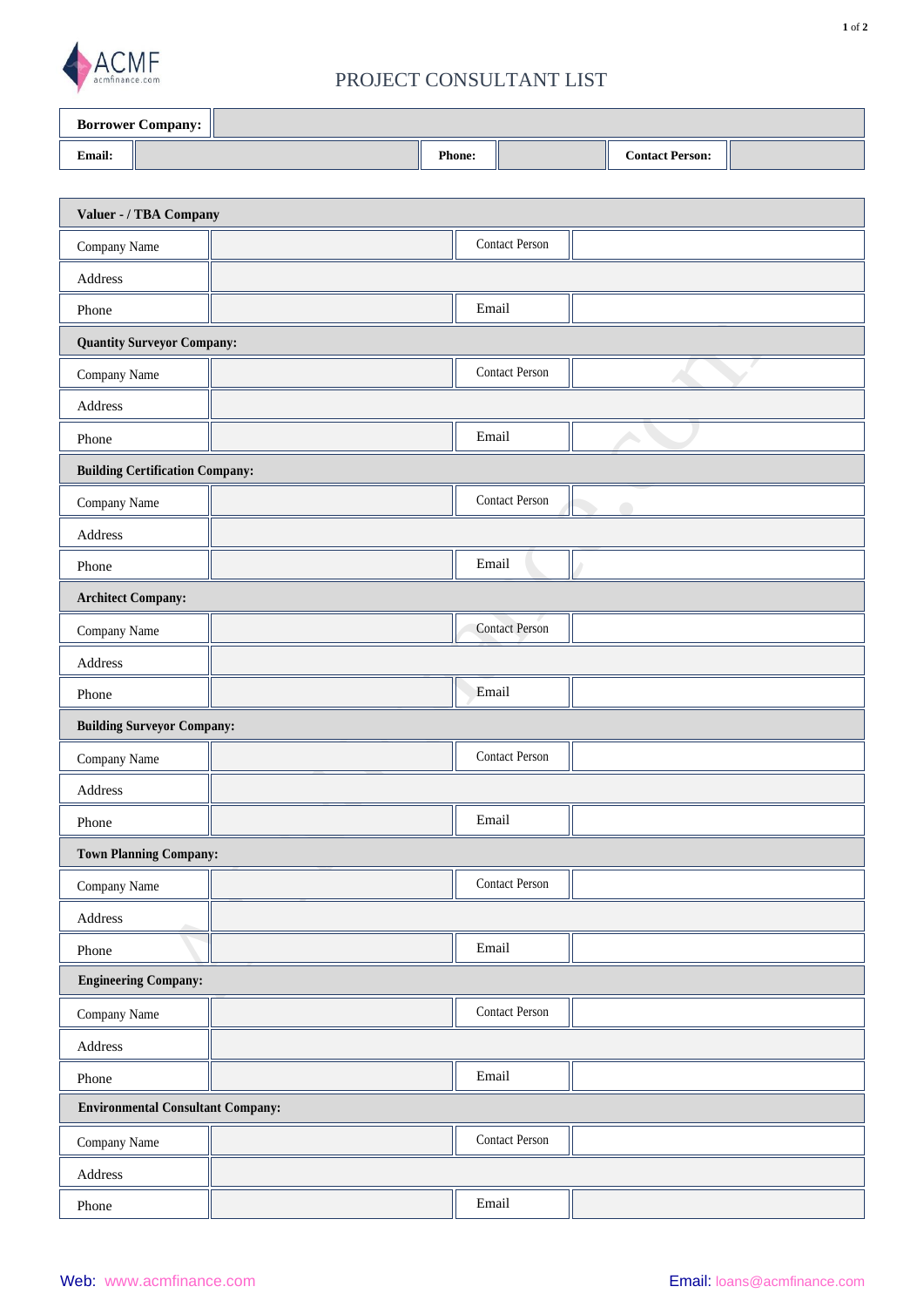# PROJECT CONSULTANT LIST

| **Borrower Company:** | | | | | |
|---|---|---|---|---|---|
| **Email:** | | **Phone:** | | **Contact Person:** | |

| **Valuer - / TBA Company** | | | |
|---|---|---|---|
| Company Name | | Contact Person | |
| Address | | | |
| Phone | | Email | |
| **Quantity Surveyor Company:** | | | |
| Company Name | | Contact Person | |
| Address | | | |
| Phone | | Email | |
| **Building Certification Company:** | | | |
| Company Name | | Contact Person | |
| Address | | | |
| Phone | | Email | |
| **Architect Company:** | | | |
| Company Name | | Contact Person | |
| Address | | | |
| Phone | | Email | |
| **Building Surveyor Company:** | | | |
| Company Name | | Contact Person | |
| Address | | | |
| Phone | | Email | |
| **Town Planning Company:** | | | |
| Company Name | | Contact Person | |
| Address | | | |
| Phone | | Email | |
| **Engineering Company:** | | | |
| Company Name | | Contact Person | |
| Address | | | |
| Phone | | Email | |
| **Environmental Consultant Company:** | | | |
| Company Name | | Contact Person | |
| Address | | | |
| Phone | | Email | |

Web: www.acmfinance.com

Email: loans@acmfinance.com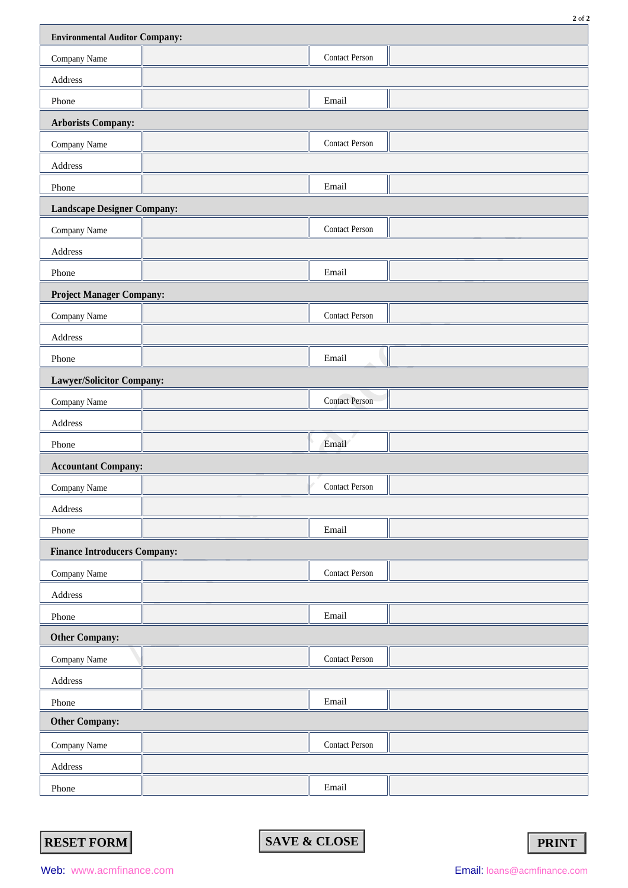**Environmental Auditor Company:**

| | | | |
|---|---|---|---|
| Company Name | | Contact Person | |
| Address | | | |
| Phone | | Email | |

**Arborists Company:**

| | | | |
|---|---|---|---|
| Company Name | | Contact Person | |
| Address | | | |
| Phone | | Email | |

**Landscape Designer Company:**

| | | | |
|---|---|---|---|
| Company Name | | Contact Person | |
| Address | | | |
| Phone | | Email | |

**Project Manager Company:**

| | | | |
|---|---|---|---|
| Company Name | | Contact Person | |
| Address | | | |
| Phone | | Email | |

**Lawyer/Solicitor Company:**

| | | | |
|---|---|---|---|
| Company Name | | Contact Person | |
| Address | | | |
| Phone | | Email | |

**Accountant Company:**

| | | | |
|---|---|---|---|
| Company Name | | Contact Person | |
| Address | | | |
| Phone | | Email | |

**Finance Introducers Company:**

| | | | |
|---|---|---|---|
| Company Name | | Contact Person | |
| Address | | | |
| Phone | | Email | |

**Other Company:**

| | | | |
|---|---|---|---|
| Company Name | | Contact Person | |
| Address | | | |
| Phone | | Email | |

**Other Company:**

| | | | |
|---|---|---|---|
| Company Name | | Contact Person | |
| Address | | | |
| Phone | | Email | |

RESET FORM | SAVE & CLOSE | PRINT

Web: www.acmfinance.com

Email: loans@acmfinance.com